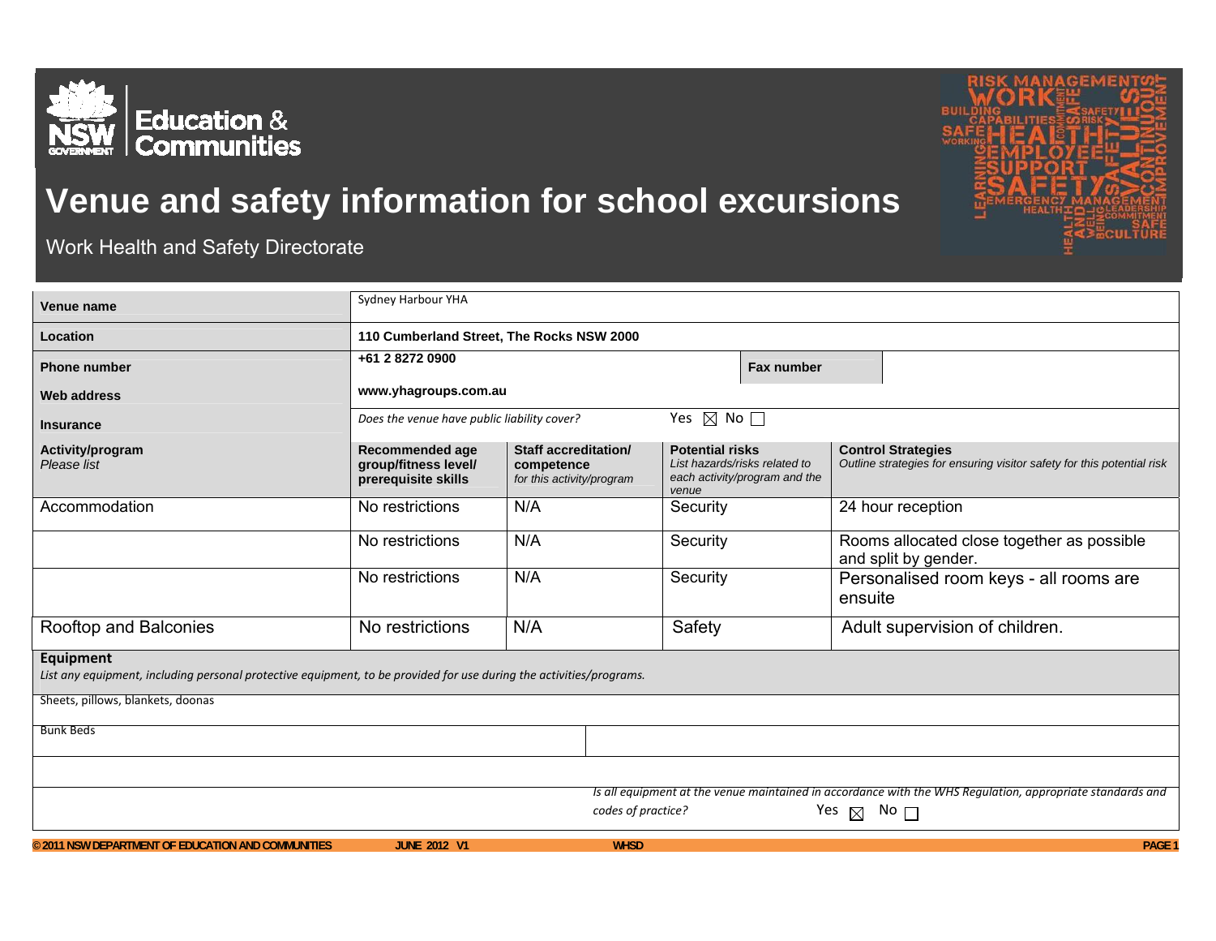# Venue and safety information for school excursions

Work Health and Safety Directorate

| Venue name | Sydney Harbour YHA | | | |
|---|---|---|---|---|
| Location | 110 Cumberland Street, The Rocks NSW 2000 | | | |
| Phone number | +61 2 8272 0900 | | Fax number | |
| Web address | www.yhagroups.com.au | | | |
| Insurance | *Does the venue have public liability cover?* | | Yes ☒ No ☐ | |
| **Activity/program** *Please list* | **Recommended age group/fitness level/ prerequisite skills** | **Staff accreditation/ competence** *for this activity/program* | **Potential risks** *List hazards/risks related to each activity/program and the venue* | **Control Strategies** *Outline strategies for ensuring visitor safety for this potential risk* |
| Accommodation | No restrictions | N/A | Security | 24 hour reception |
| | No restrictions | N/A | Security | Rooms allocated close together as possible and split by gender. |
| | No restrictions | N/A | Security | Personalised room keys - all rooms are ensuite |
| Rooftop and Balconies | No restrictions | N/A | Safety | Adult supervision of children. |

**Equipment**

*List any equipment, including personal protective equipment, to be provided for use during the activities/programs.*

Sheets, pillows, blankets, doonas

Bunk Beds

*Is all equipment at the venue maintained in accordance with the WHS Regulation, appropriate standards and codes of practice?* Yes ☒ No ☐

© 2011 NSW DEPARTMENT OF EDUCATION AND COMMUNITIES JUNE 2012 V1 WHSD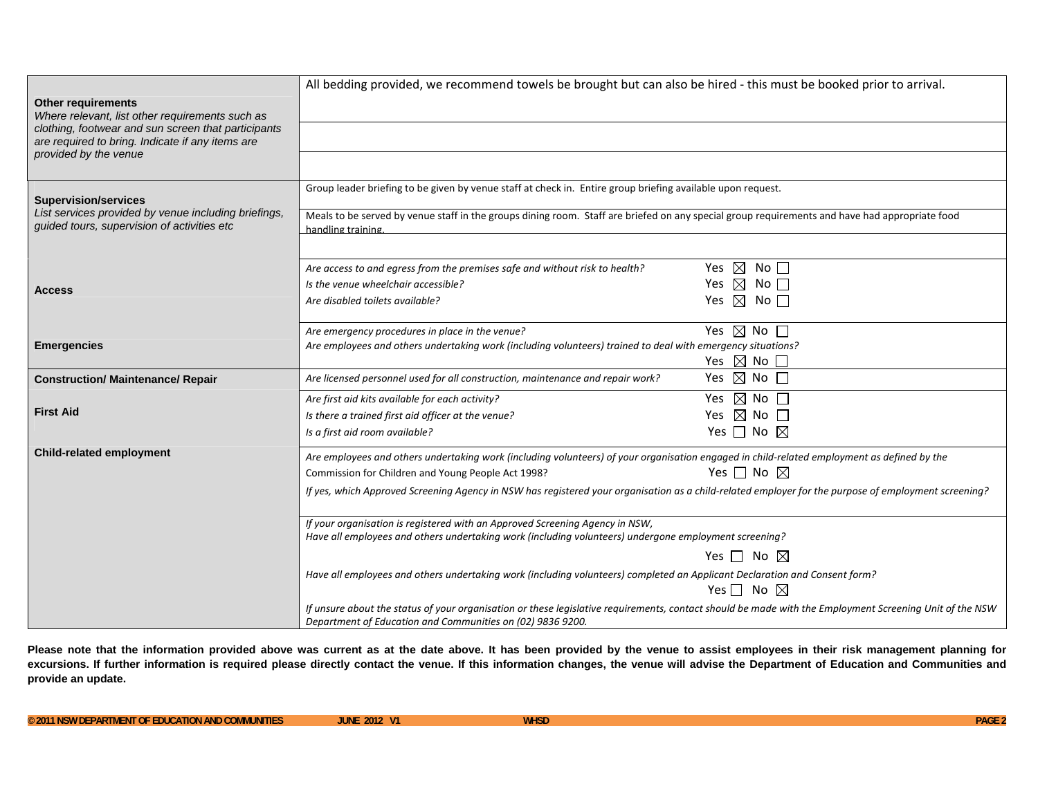| | |
|---|---|
| **Other requirements**<br>*Where relevant, list other requirements such as clothing, footwear and sun screen that participants are required to bring. Indicate if any items are provided by the venue* | All bedding provided, we recommend towels be brought but can also be hired - this must be booked prior to arrival. |
| | |
| | |
| **Supervision/services**<br>*List services provided by venue including briefings, guided tours, supervision of activities etc* | Group leader briefing to be given by venue staff at check in. Entire group briefing available upon request. |
| | Meals to be served by venue staff in the groups dining room. Staff are briefed on any special group requirements and have had appropriate food handling training. |
| | |
| **Access** | *Are access to and egress from the premises safe and without risk to health?* Yes ☒ No ☐<br>*Is the venue wheelchair accessible?* Yes ☒ No ☐<br>*Are disabled toilets available?* Yes ☒ No ☐ |
| **Emergencies** | *Are emergency procedures in place in the venue?* Yes ☒ No ☐<br>*Are employees and others undertaking work (including volunteers) trained to deal with emergency situations?* Yes ☒ No ☐ |
| **Construction/ Maintenance/ Repair** | *Are licensed personnel used for all construction, maintenance and repair work?* Yes ☒ No ☐ |
| **First Aid** | *Are first aid kits available for each activity?* Yes ☒ No ☐<br>*Is there a trained first aid officer at the venue?* Yes ☒ No ☐<br>*Is a first aid room available?* Yes ☐ No ☒ |
| **Child-related employment** | *Are employees and others undertaking work (including volunteers) of your organisation engaged in child-related employment as defined by the* Commission for Children and Young People Act 1998? Yes ☐ No ☒<br>*If yes, which Approved Screening Agency in NSW has registered your organisation as a child-related employer for the purpose of employment screening?* |
| | *If your organisation is registered with an Approved Screening Agency in NSW,*<br>*Have all employees and others undertaking work (including volunteers) undergone employment screening?* Yes ☐ No ☒<br>*Have all employees and others undertaking work (including volunteers) completed an Applicant Declaration and Consent form?* Yes ☐ No ☒<br>*If unsure about the status of your organisation or these legislative requirements, contact should be made with the Employment Screening Unit of the NSW Department of Education and Communities on (02) 9836 9200.* |

**Please note that the information provided above was current as at the date above. It has been provided by the venue to assist employees in their risk management planning for excursions. If further information is required please directly contact the venue. If this information changes, the venue will advise the Department of Education and Communities and provide an update.**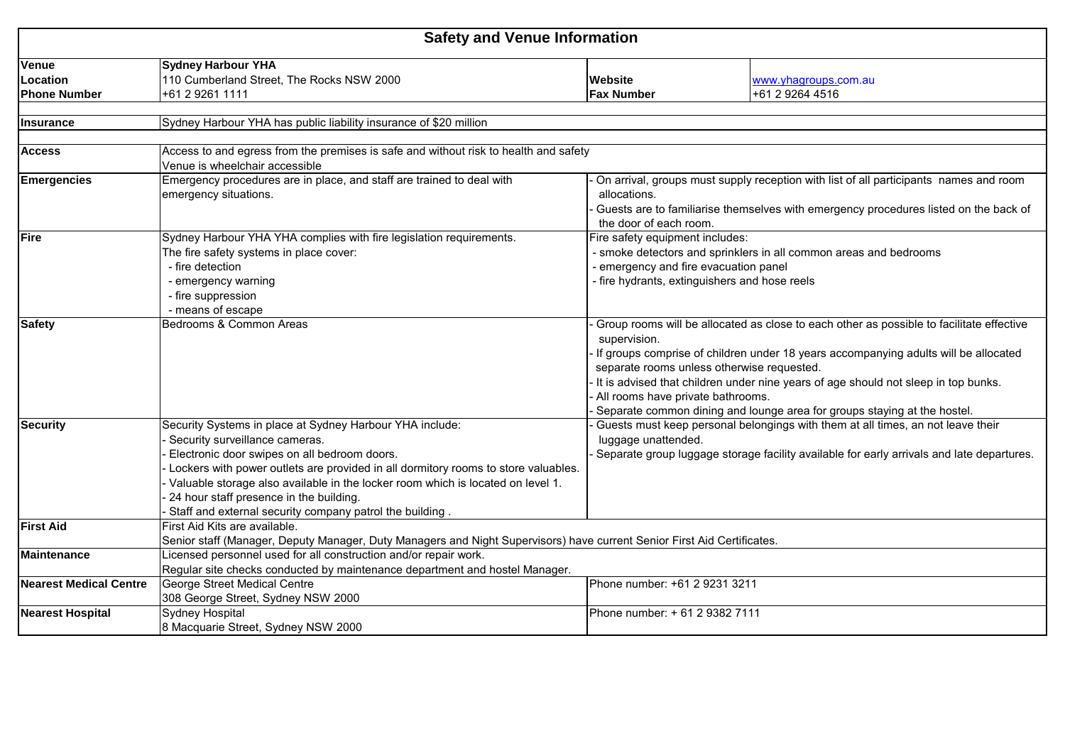# Safety and Venue Information

| | | | |
|---|---|---|---|
| **Venue** | **Sydney Harbour YHA** | | |
| **Location** | 110 Cumberland Street, The Rocks NSW 2000 | **Website** | www.yhagroups.com.au |
| **Phone Number** | +61 2 9261 1111 | **Fax Number** | +61 2 9264 4516 |
| **Insurance** | Sydney Harbour YHA has public liability insurance of $20 million | | |
| **Access** | Access to and egress from the premises is safe and without risk to health and safety<br>Venue is wheelchair accessible | | |
| **Emergencies** | Emergency procedures are in place, and staff are trained to deal with emergency situations. | - On arrival, groups must supply reception with list of all participants names and room allocations.<br>- Guests are to familiarise themselves with emergency procedures listed on the back of the door of each room. | |
| **Fire** | Sydney Harbour YHA YHA complies with fire legislation requirements.<br>The fire safety systems in place cover:<br>- fire detection<br>- emergency warning<br>- fire suppression<br>- means of escape | Fire safety equipment includes:<br>- smoke detectors and sprinklers in all common areas and bedrooms<br>- emergency and fire evacuation panel<br>- fire hydrants, extinguishers and hose reels | |
| **Safety** | Bedrooms & Common Areas | - Group rooms will be allocated as close to each other as possible to facilitate effective supervision.<br>- If groups comprise of children under 18 years accompanying adults will be allocated separate rooms unless otherwise requested.<br>- It is advised that children under nine years of age should not sleep in top bunks.<br>- All rooms have private bathrooms.<br>- Separate common dining and lounge area for groups staying at the hostel. | |
| **Security** | Security Systems in place at Sydney Harbour YHA include:<br>- Security surveillance cameras.<br>- Electronic door swipes on all bedroom doors.<br>- Lockers with power outlets are provided in all dormitory rooms to store valuables.<br>- Valuable storage also available in the locker room which is located on level 1.<br>- 24 hour staff presence in the building.<br>- Staff and external security company patrol the building . | - Guests must keep personal belongings with them at all times, an not leave their luggage unattended.<br>- Separate group luggage storage facility available for early arrivals and late departures. | |
| **First Aid** | First Aid Kits are available.<br>Senior staff (Manager, Deputy Manager, Duty Managers and Night Supervisors) have current Senior First Aid Certificates. | | |
| **Maintenance** | Licensed personnel used for all construction and/or repair work.<br>Regular site checks conducted by maintenance department and hostel Manager. | | |
| **Nearest Medical Centre** | George Street Medical Centre<br>308 George Street, Sydney NSW 2000 | Phone number: +61 2 9231 3211 | |
| **Nearest Hospital** | Sydney Hospital<br>8 Macquarie Street, Sydney NSW 2000 | Phone number: + 61 2 9382 7111 | |